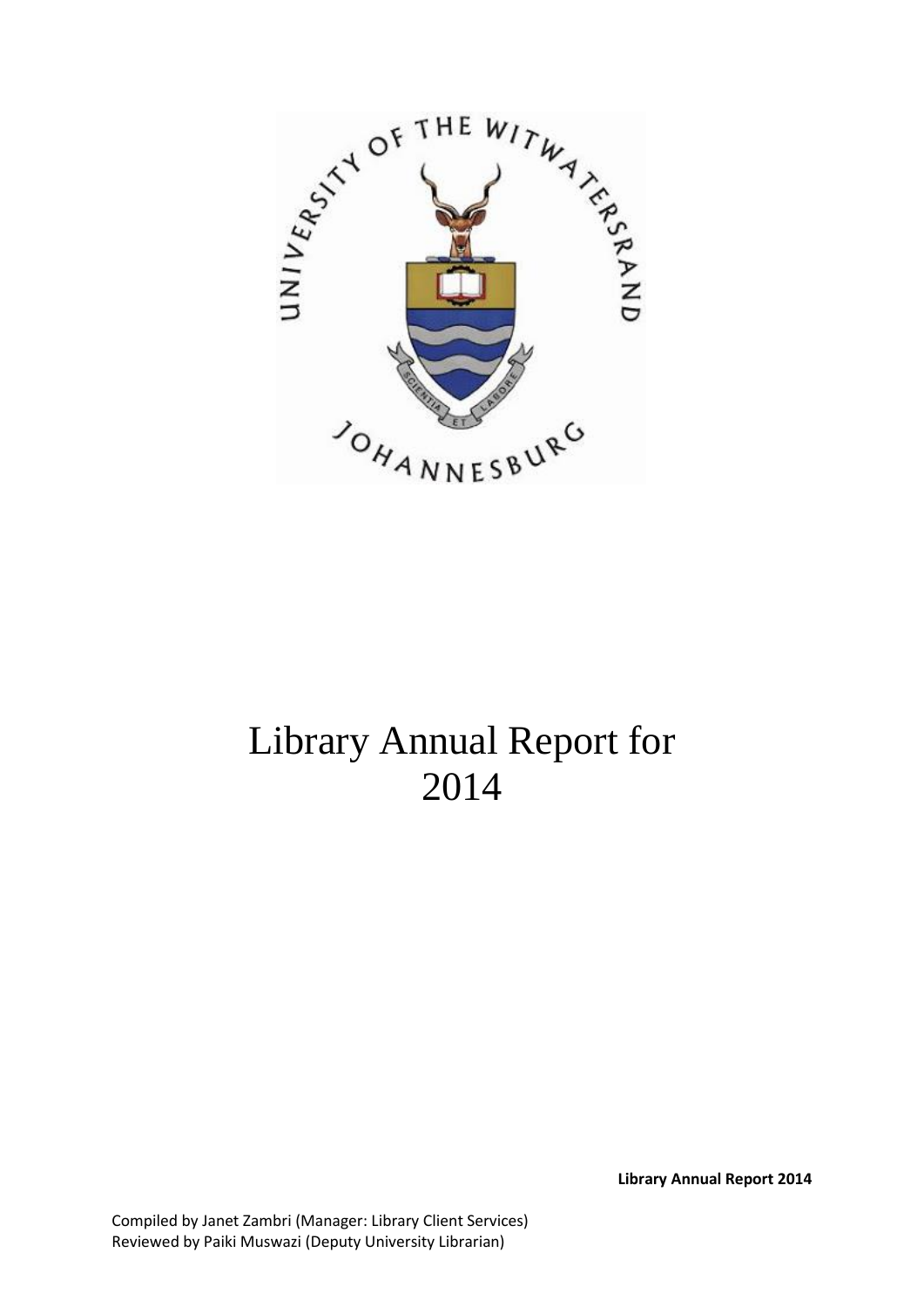# Library Annual Report for 2014

**Library Annual Report 2014**

Compiled by Janet Zambri (Manager: Library Client Services)
Reviewed by Paiki Muswazi (Deputy University Librarian)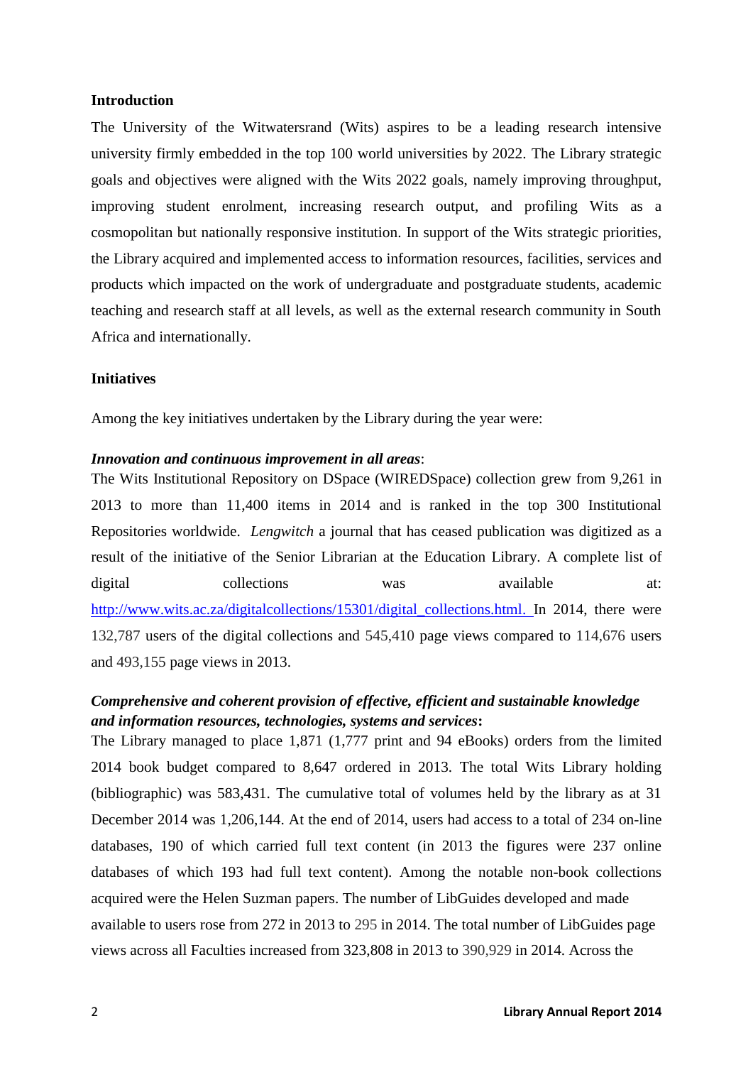**Introduction**

The University of the Witwatersrand (Wits) aspires to be a leading research intensive university firmly embedded in the top 100 world universities by 2022. The Library strategic goals and objectives were aligned with the Wits 2022 goals, namely improving throughput, improving student enrolment, increasing research output, and profiling Wits as a cosmopolitan but nationally responsive institution. In support of the Wits strategic priorities, the Library acquired and implemented access to information resources, facilities, services and products which impacted on the work of undergraduate and postgraduate students, academic teaching and research staff at all levels, as well as the external research community in South Africa and internationally.

**Initiatives**

Among the key initiatives undertaken by the Library during the year were:

***Innovation and continuous improvement in all areas***:

The Wits Institutional Repository on DSpace (WIREDSpace) collection grew from 9,261 in 2013 to more than 11,400 items in 2014 and is ranked in the top 300 Institutional Repositories worldwide. *Lengwitch* a journal that has ceased publication was digitized as a result of the initiative of the Senior Librarian at the Education Library. A complete list of digital collections was available at: http://www.wits.ac.za/digitalcollections/15301/digital_collections.html. In 2014, there were 132,787 users of the digital collections and 545,410 page views compared to 114,676 users and 493,155 page views in 2013.

***Comprehensive and coherent provision of effective, efficient and sustainable knowledge and information resources, technologies, systems and services*:**

The Library managed to place 1,871 (1,777 print and 94 eBooks) orders from the limited 2014 book budget compared to 8,647 ordered in 2013. The total Wits Library holding (bibliographic) was 583,431. The cumulative total of volumes held by the library as at 31 December 2014 was 1,206,144. At the end of 2014, users had access to a total of 234 on-line databases, 190 of which carried full text content (in 2013 the figures were 237 online databases of which 193 had full text content). Among the notable non-book collections acquired were the Helen Suzman papers. The number of LibGuides developed and made available to users rose from 272 in 2013 to 295 in 2014. The total number of LibGuides page views across all Faculties increased from 323,808 in 2013 to 390,929 in 2014. Across the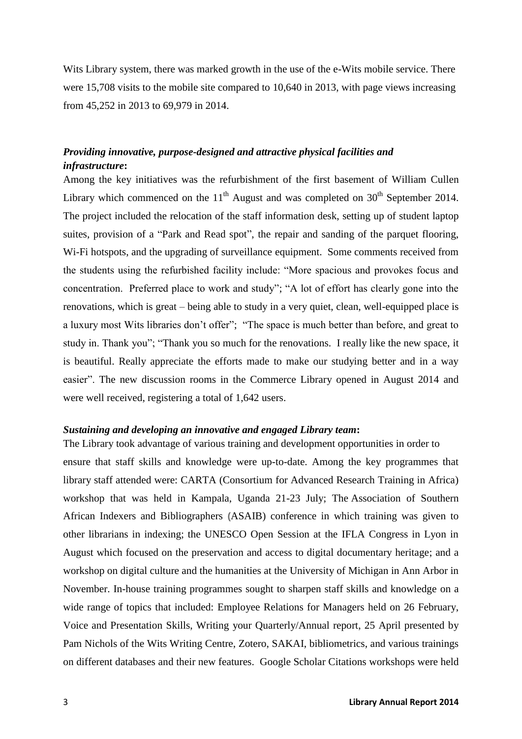Wits Library system, there was marked growth in the use of the e-Wits mobile service. There were 15,708 visits to the mobile site compared to 10,640 in 2013, with page views increasing from 45,252 in 2013 to 69,979 in 2014.

***Providing innovative, purpose-designed and attractive physical facilities and infrastructure*:**

Among the key initiatives was the refurbishment of the first basement of William Cullen Library which commenced on the 11th August and was completed on 30th September 2014. The project included the relocation of the staff information desk, setting up of student laptop suites, provision of a "Park and Read spot", the repair and sanding of the parquet flooring, Wi-Fi hotspots, and the upgrading of surveillance equipment. Some comments received from the students using the refurbished facility include: "More spacious and provokes focus and concentration. Preferred place to work and study"; "A lot of effort has clearly gone into the renovations, which is great – being able to study in a very quiet, clean, well-equipped place is a luxury most Wits libraries don't offer"; "The space is much better than before, and great to study in. Thank you"; "Thank you so much for the renovations. I really like the new space, it is beautiful. Really appreciate the efforts made to make our studying better and in a way easier". The new discussion rooms in the Commerce Library opened in August 2014 and were well received, registering a total of 1,642 users.

***Sustaining and developing an innovative and engaged Library team*:**

The Library took advantage of various training and development opportunities in order to ensure that staff skills and knowledge were up-to-date. Among the key programmes that library staff attended were: CARTA (Consortium for Advanced Research Training in Africa) workshop that was held in Kampala, Uganda 21-23 July; The Association of Southern African Indexers and Bibliographers (ASAIB) conference in which training was given to other librarians in indexing; the UNESCO Open Session at the IFLA Congress in Lyon in August which focused on the preservation and access to digital documentary heritage; and a workshop on digital culture and the humanities at the University of Michigan in Ann Arbor in November. In-house training programmes sought to sharpen staff skills and knowledge on a wide range of topics that included: Employee Relations for Managers held on 26 February, Voice and Presentation Skills, Writing your Quarterly/Annual report, 25 April presented by Pam Nichols of the Wits Writing Centre, Zotero, SAKAI, bibliometrics, and various trainings on different databases and their new features. Google Scholar Citations workshops were held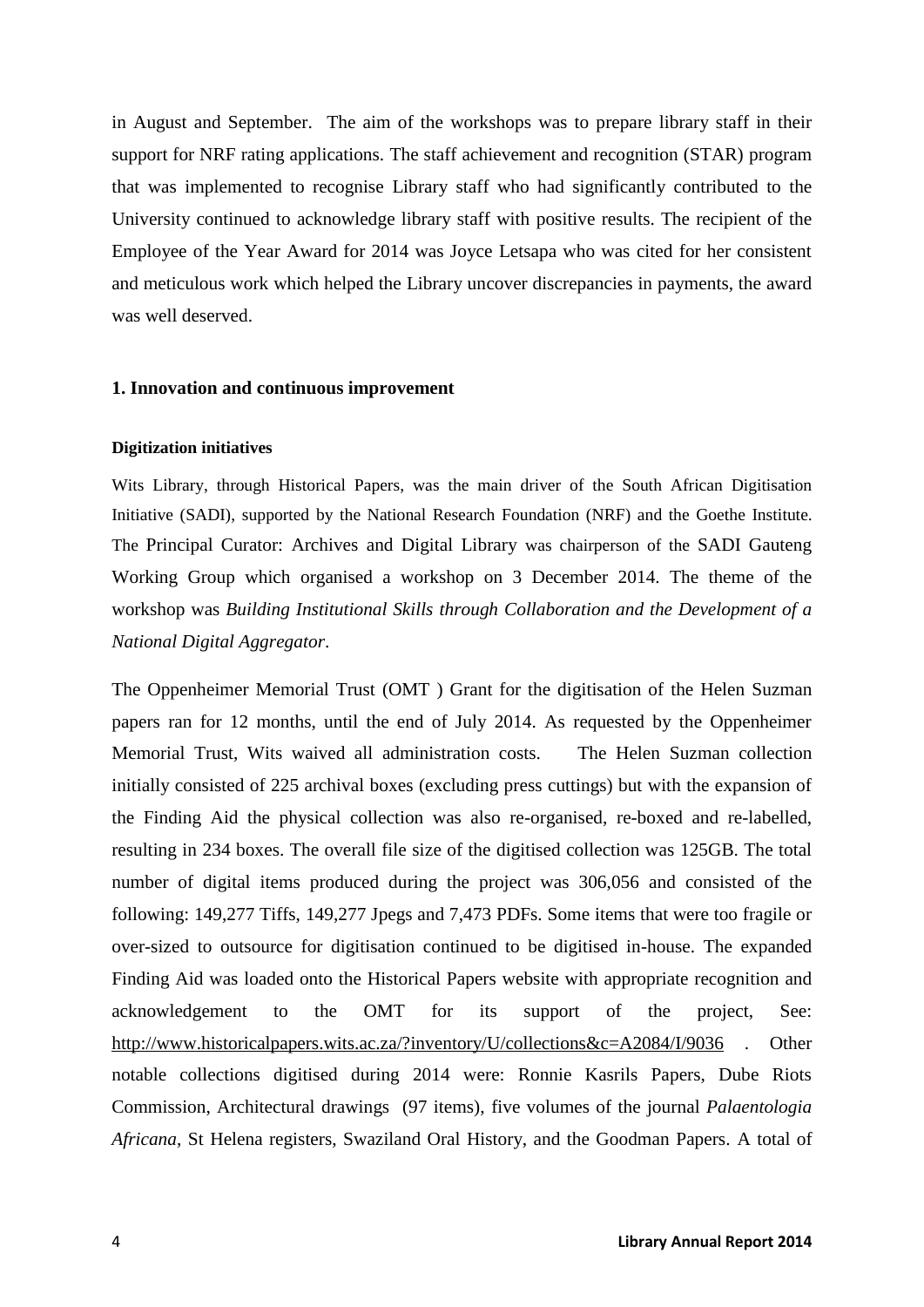in August and September. The aim of the workshops was to prepare library staff in their support for NRF rating applications. The staff achievement and recognition (STAR) program that was implemented to recognise Library staff who had significantly contributed to the University continued to acknowledge library staff with positive results. The recipient of the Employee of the Year Award for 2014 was Joyce Letsapa who was cited for her consistent and meticulous work which helped the Library uncover discrepancies in payments, the award was well deserved.

## 1. Innovation and continuous improvement

### Digitization initiatives

Wits Library, through Historical Papers, was the main driver of the South African Digitisation Initiative (SADI), supported by the National Research Foundation (NRF) and the Goethe Institute. The Principal Curator: Archives and Digital Library was chairperson of the SADI Gauteng Working Group which organised a workshop on 3 December 2014. The theme of the workshop was *Building Institutional Skills through Collaboration and the Development of a National Digital Aggregator*.

The Oppenheimer Memorial Trust (OMT ) Grant for the digitisation of the Helen Suzman papers ran for 12 months, until the end of July 2014. As requested by the Oppenheimer Memorial Trust, Wits waived all administration costs. The Helen Suzman collection initially consisted of 225 archival boxes (excluding press cuttings) but with the expansion of the Finding Aid the physical collection was also re-organised, re-boxed and re-labelled, resulting in 234 boxes. The overall file size of the digitised collection was 125GB. The total number of digital items produced during the project was 306,056 and consisted of the following: 149,277 Tiffs, 149,277 Jpegs and 7,473 PDFs. Some items that were too fragile or over-sized to outsource for digitisation continued to be digitised in-house. The expanded Finding Aid was loaded onto the Historical Papers website with appropriate recognition and acknowledgement to the OMT for its support of the project, See: http://www.historicalpapers.wits.ac.za/?inventory/U/collections&c=A2084/I/9036 . Other notable collections digitised during 2014 were: Ronnie Kasrils Papers, Dube Riots Commission, Architectural drawings (97 items), five volumes of the journal *Palaentologia Africana*, St Helena registers, Swaziland Oral History, and the Goodman Papers. A total of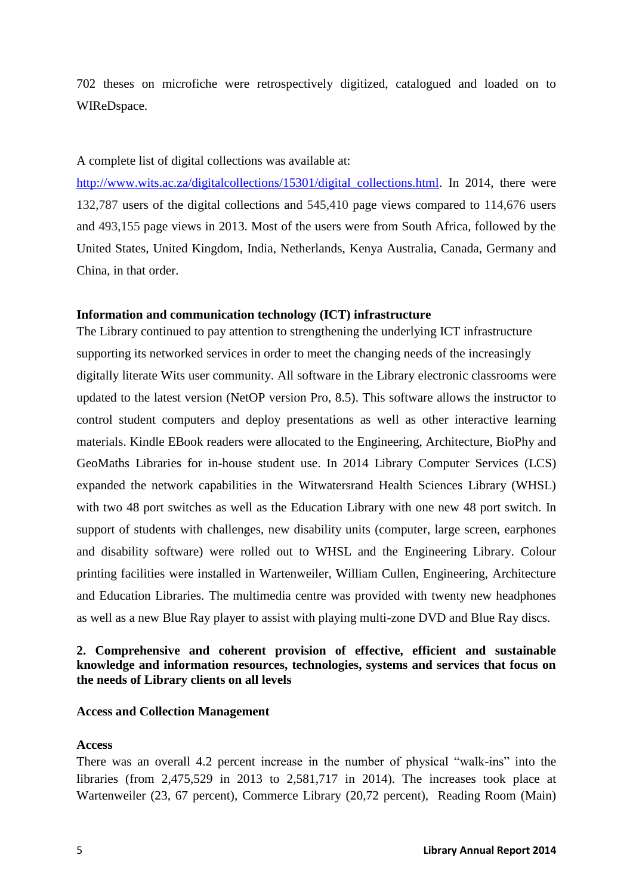702 theses on microfiche were retrospectively digitized, catalogued and loaded on to WIReDspace.

A complete list of digital collections was available at: [http://www.wits.ac.za/digitalcollections/15301/digital_collections.html](http://www.wits.ac.za/digitalcollections/15301/digital_collections.html). In 2014, there were 132,787 users of the digital collections and 545,410 page views compared to 114,676 users and 493,155 page views in 2013. Most of the users were from South Africa, followed by the United States, United Kingdom, India, Netherlands, Kenya Australia, Canada, Germany and China, in that order.

**Information and communication technology (ICT) infrastructure**

The Library continued to pay attention to strengthening the underlying ICT infrastructure supporting its networked services in order to meet the changing needs of the increasingly digitally literate Wits user community. All software in the Library electronic classrooms were updated to the latest version (NetOP version Pro, 8.5). This software allows the instructor to control student computers and deploy presentations as well as other interactive learning materials. Kindle EBook readers were allocated to the Engineering, Architecture, BioPhy and GeoMaths Libraries for in-house student use. In 2014 Library Computer Services (LCS) expanded the network capabilities in the Witwatersrand Health Sciences Library (WHSL) with two 48 port switches as well as the Education Library with one new 48 port switch. In support of students with challenges, new disability units (computer, large screen, earphones and disability software) were rolled out to WHSL and the Engineering Library. Colour printing facilities were installed in Wartenweiler, William Cullen, Engineering, Architecture and Education Libraries. The multimedia centre was provided with twenty new headphones as well as a new Blue Ray player to assist with playing multi-zone DVD and Blue Ray discs.

## 2. Comprehensive and coherent provision of effective, efficient and sustainable knowledge and information resources, technologies, systems and services that focus on the needs of Library clients on all levels

### Access and Collection Management

#### Access

There was an overall 4.2 percent increase in the number of physical "walk-ins" into the libraries (from 2,475,529 in 2013 to 2,581,717 in 2014). The increases took place at Wartenweiler (23, 67 percent), Commerce Library (20,72 percent), Reading Room (Main)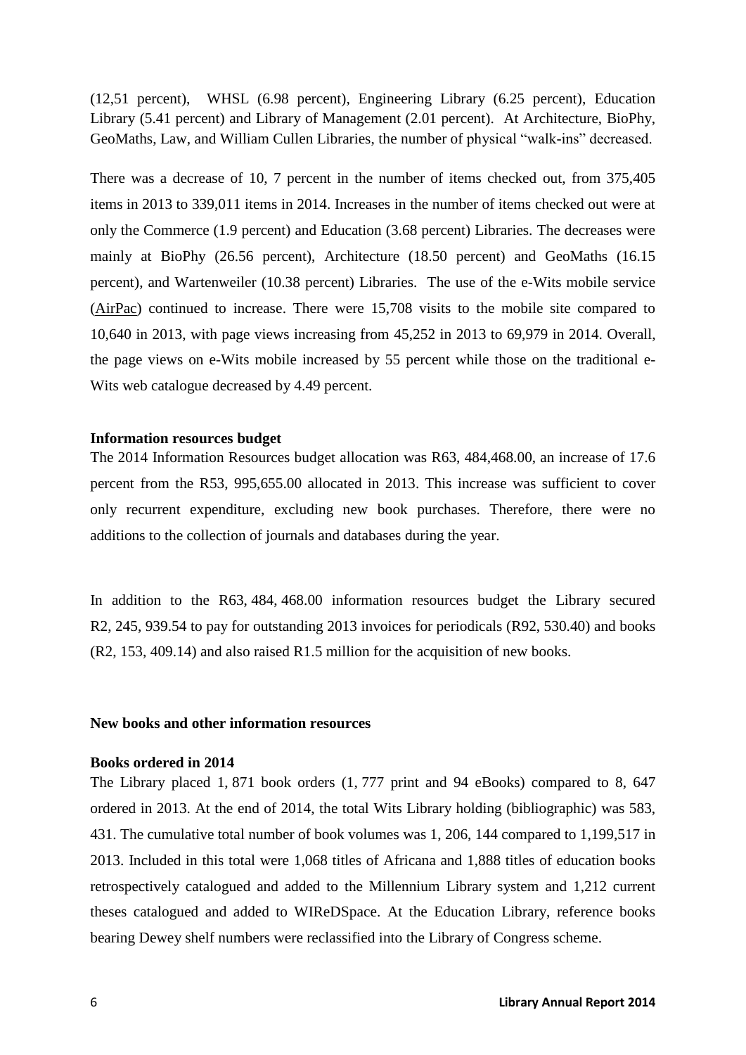(12,51 percent), WHSL (6.98 percent), Engineering Library (6.25 percent), Education Library (5.41 percent) and Library of Management (2.01 percent). At Architecture, BioPhy, GeoMaths, Law, and William Cullen Libraries, the number of physical "walk-ins" decreased.

There was a decrease of 10, 7 percent in the number of items checked out, from 375,405 items in 2013 to 339,011 items in 2014. Increases in the number of items checked out were at only the Commerce (1.9 percent) and Education (3.68 percent) Libraries. The decreases were mainly at BioPhy (26.56 percent), Architecture (18.50 percent) and GeoMaths (16.15 percent), and Wartenweiler (10.38 percent) Libraries. The use of the e-Wits mobile service (AirPac) continued to increase. There were 15,708 visits to the mobile site compared to 10,640 in 2013, with page views increasing from 45,252 in 2013 to 69,979 in 2014. Overall, the page views on e-Wits mobile increased by 55 percent while those on the traditional e-Wits web catalogue decreased by 4.49 percent.

**Information resources budget**

The 2014 Information Resources budget allocation was R63, 484,468.00, an increase of 17.6 percent from the R53, 995,655.00 allocated in 2013. This increase was sufficient to cover only recurrent expenditure, excluding new book purchases. Therefore, there were no additions to the collection of journals and databases during the year.

In addition to the R63, 484, 468.00 information resources budget the Library secured R2, 245, 939.54 to pay for outstanding 2013 invoices for periodicals (R92, 530.40) and books (R2, 153, 409.14) and also raised R1.5 million for the acquisition of new books.

**New books and other information resources**

**Books ordered in 2014**

The Library placed 1, 871 book orders (1, 777 print and 94 eBooks) compared to 8, 647 ordered in 2013. At the end of 2014, the total Wits Library holding (bibliographic) was 583, 431. The cumulative total number of book volumes was 1, 206, 144 compared to 1,199,517 in 2013. Included in this total were 1,068 titles of Africana and 1,888 titles of education books retrospectively catalogued and added to the Millennium Library system and 1,212 current theses catalogued and added to WIReDSpace. At the Education Library, reference books bearing Dewey shelf numbers were reclassified into the Library of Congress scheme.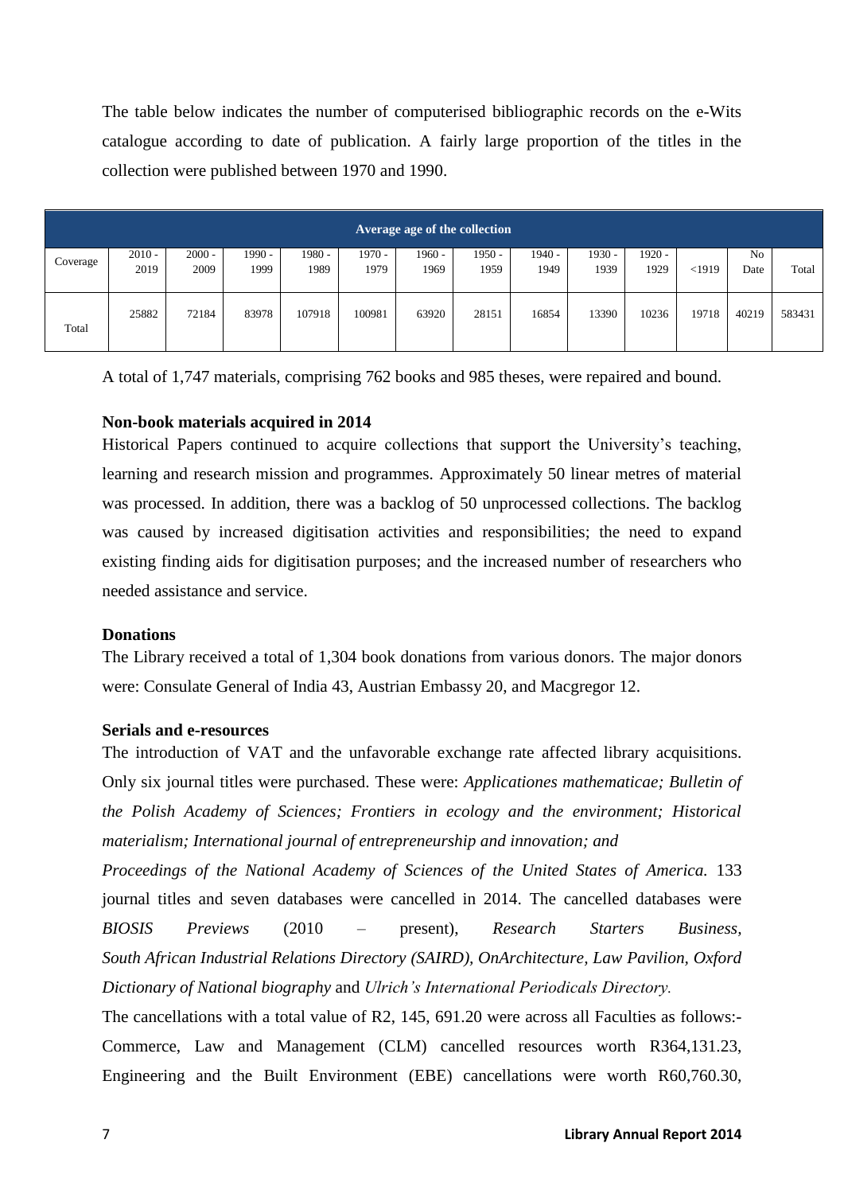The table below indicates the number of computerised bibliographic records on the e-Wits catalogue according to date of publication. A fairly large proportion of the titles in the collection were published between 1970 and 1990.

| Average age of the collection | | | | | | | | | | | | | |
|---|---|---|---|---|---|---|---|---|---|---|---|---|---|
| Coverage | 2010 - 2019 | 2000 - 2009 | 1990 - 1999 | 1980 - 1989 | 1970 - 1979 | 1960 - 1969 | 1950 - 1959 | 1940 - 1949 | 1930 - 1939 | 1920 - 1929 | <1919 | No Date | Total |
| Total | 25882 | 72184 | 83978 | 107918 | 100981 | 63920 | 28151 | 16854 | 13390 | 10236 | 19718 | 40219 | 583431 |

A total of 1,747 materials, comprising 762 books and 985 theses, were repaired and bound.

**Non-book materials acquired in 2014**

Historical Papers continued to acquire collections that support the University's teaching, learning and research mission and programmes. Approximately 50 linear metres of material was processed. In addition, there was a backlog of 50 unprocessed collections. The backlog was caused by increased digitisation activities and responsibilities; the need to expand existing finding aids for digitisation purposes; and the increased number of researchers who needed assistance and service.

**Donations**

The Library received a total of 1,304 book donations from various donors. The major donors were: Consulate General of India 43, Austrian Embassy 20, and Macgregor 12.

**Serials and e-resources**

The introduction of VAT and the unfavorable exchange rate affected library acquisitions. Only six journal titles were purchased. These were: *Applicationes mathematicae; Bulletin of the Polish Academy of Sciences; Frontiers in ecology and the environment; Historical materialism; International journal of entrepreneurship and innovation; and Proceedings of the National Academy of Sciences of the United States of America.* 133 journal titles and seven databases were cancelled in 2014. The cancelled databases were *BIOSIS Previews* (2010 – present), *Research Starters Business, South African Industrial Relations Directory (SAIRD), OnArchitecture, Law Pavilion, Oxford Dictionary of National biography* and *Ulrich's International Periodicals Directory.*

The cancellations with a total value of R2, 145, 691.20 were across all Faculties as follows:- Commerce, Law and Management (CLM) cancelled resources worth R364,131.23, Engineering and the Built Environment (EBE) cancellations were worth R60,760.30,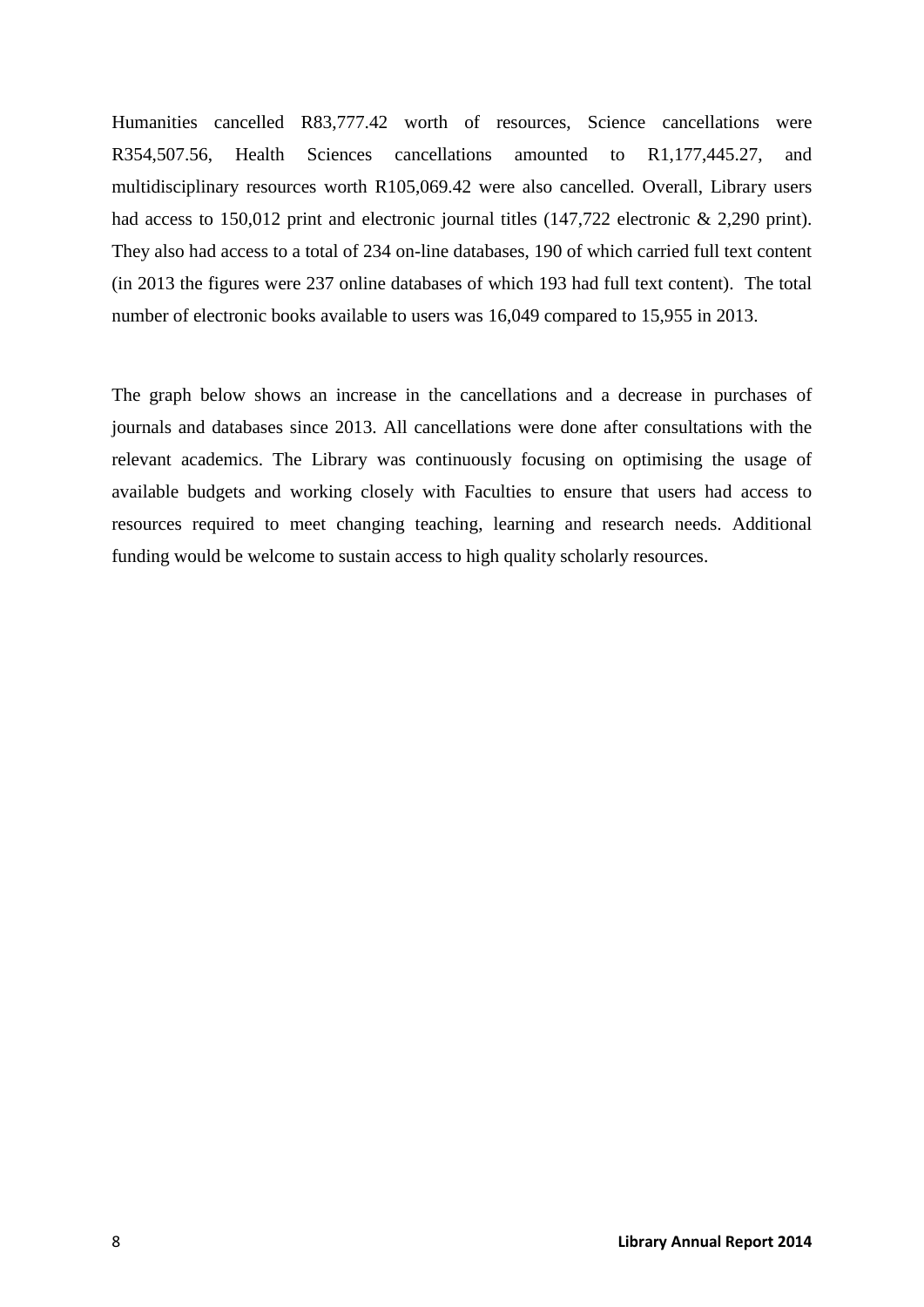Humanities cancelled R83,777.42 worth of resources, Science cancellations were R354,507.56, Health Sciences cancellations amounted to R1,177,445.27, and multidisciplinary resources worth R105,069.42 were also cancelled. Overall, Library users had access to 150,012 print and electronic journal titles (147,722 electronic & 2,290 print). They also had access to a total of 234 on-line databases, 190 of which carried full text content (in 2013 the figures were 237 online databases of which 193 had full text content). The total number of electronic books available to users was 16,049 compared to 15,955 in 2013.

The graph below shows an increase in the cancellations and a decrease in purchases of journals and databases since 2013. All cancellations were done after consultations with the relevant academics. The Library was continuously focusing on optimising the usage of available budgets and working closely with Faculties to ensure that users had access to resources required to meet changing teaching, learning and research needs. Additional funding would be welcome to sustain access to high quality scholarly resources.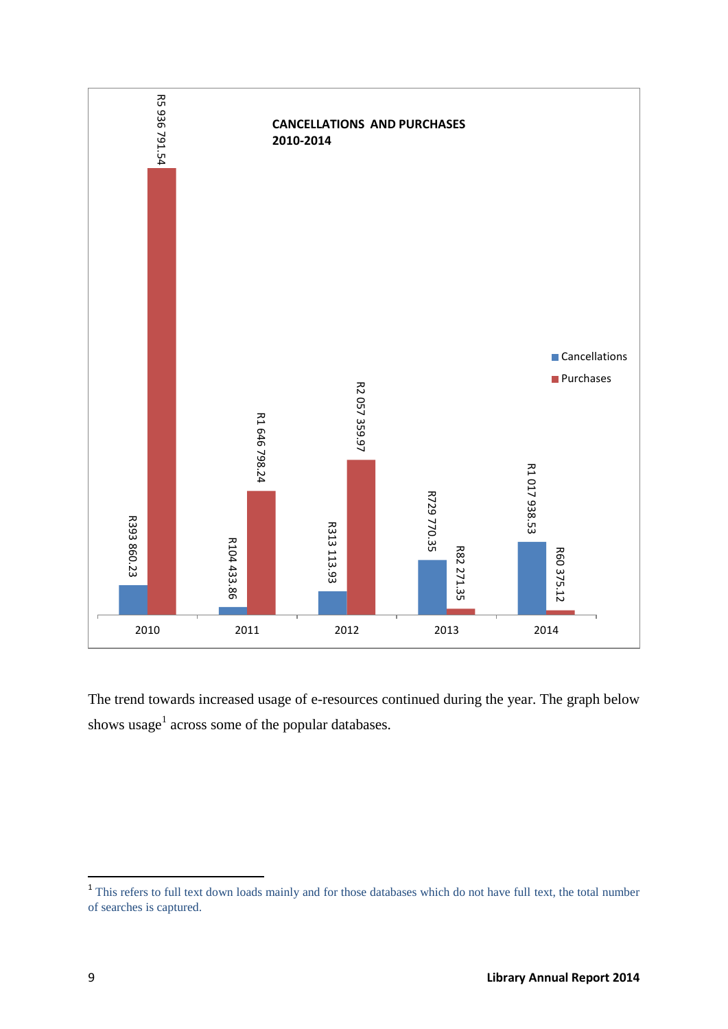**CANCELLATIONS AND PURCHASES 2010-2014**

| Year | Cancellations | Purchases |
|---|---|---|
| 2010 | R393 860.23 | R5 936 791.54 |
| 2011 | R104 433.86 | R1 646 798.24 |
| 2012 | R313 113.93 | R2 057 359.97 |
| 2013 | R729 770.35 | R82 271.35 |
| 2014 | R1 017 938.53 | R60 375.12 |

The trend towards increased usage of e-resources continued during the year. The graph below shows usage[1] across some of the popular databases.

[1] This refers to full text down loads mainly and for those databases which do not have full text, the total number of searches is captured.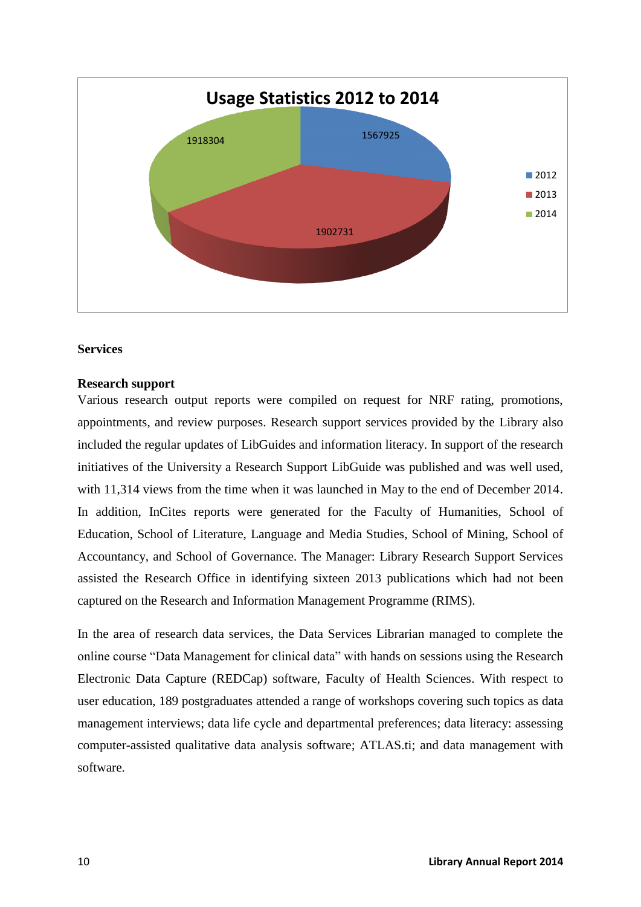**Usage Statistics 2012 to 2014**

| Year | Usage |
|---|---|
| 2012 | 1567925 |
| 2013 | 1902731 |
| 2014 | 1918304 |

## Services

### Research support

Various research output reports were compiled on request for NRF rating, promotions, appointments, and review purposes. Research support services provided by the Library also included the regular updates of LibGuides and information literacy. In support of the research initiatives of the University a Research Support LibGuide was published and was well used, with 11,314 views from the time when it was launched in May to the end of December 2014. In addition, InCites reports were generated for the Faculty of Humanities, School of Education, School of Literature, Language and Media Studies, School of Mining, School of Accountancy, and School of Governance. The Manager: Library Research Support Services assisted the Research Office in identifying sixteen 2013 publications which had not been captured on the Research and Information Management Programme (RIMS).

In the area of research data services, the Data Services Librarian managed to complete the online course "Data Management for clinical data" with hands on sessions using the Research Electronic Data Capture (REDCap) software, Faculty of Health Sciences. With respect to user education, 189 postgraduates attended a range of workshops covering such topics as data management interviews; data life cycle and departmental preferences; data literacy: assessing computer-assisted qualitative data analysis software; ATLAS.ti; and data management with software.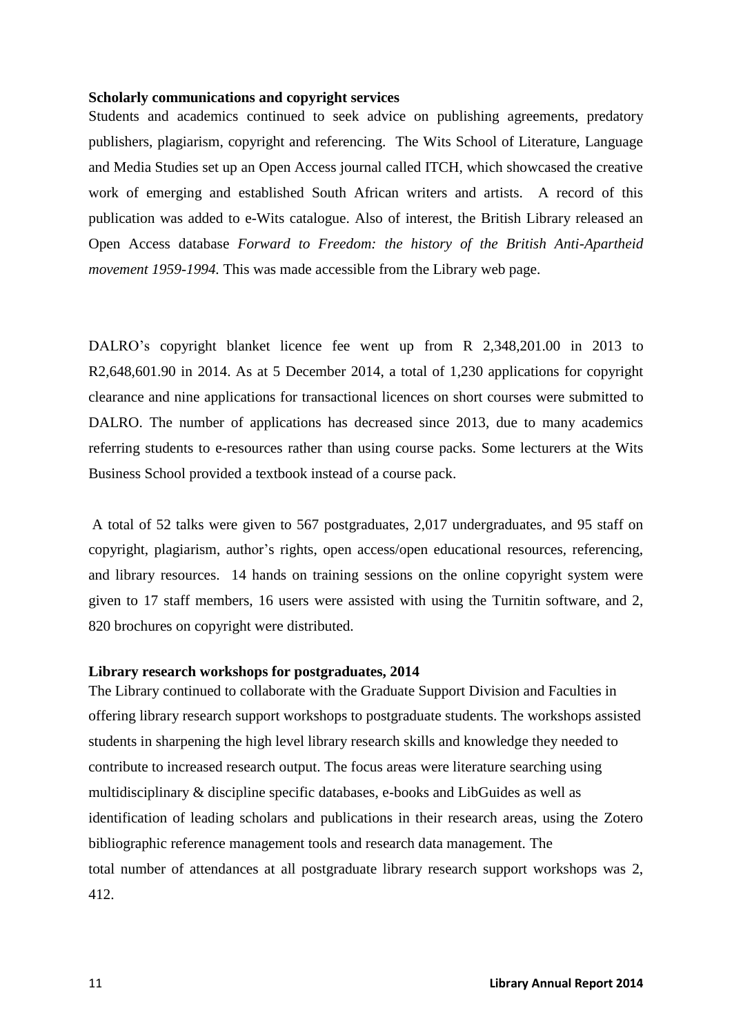**Scholarly communications and copyright services**

Students and academics continued to seek advice on publishing agreements, predatory publishers, plagiarism, copyright and referencing. The Wits School of Literature, Language and Media Studies set up an Open Access journal called ITCH, which showcased the creative work of emerging and established South African writers and artists. A record of this publication was added to e-Wits catalogue. Also of interest, the British Library released an Open Access database *Forward to Freedom: the history of the British Anti-Apartheid movement 1959-1994.* This was made accessible from the Library web page.

DALRO's copyright blanket licence fee went up from R 2,348,201.00 in 2013 to R2,648,601.90 in 2014. As at 5 December 2014, a total of 1,230 applications for copyright clearance and nine applications for transactional licences on short courses were submitted to DALRO. The number of applications has decreased since 2013, due to many academics referring students to e-resources rather than using course packs. Some lecturers at the Wits Business School provided a textbook instead of a course pack.

A total of 52 talks were given to 567 postgraduates, 2,017 undergraduates, and 95 staff on copyright, plagiarism, author's rights, open access/open educational resources, referencing, and library resources. 14 hands on training sessions on the online copyright system were given to 17 staff members, 16 users were assisted with using the Turnitin software, and 2, 820 brochures on copyright were distributed.

**Library research workshops for postgraduates, 2014**

The Library continued to collaborate with the Graduate Support Division and Faculties in offering library research support workshops to postgraduate students. The workshops assisted students in sharpening the high level library research skills and knowledge they needed to contribute to increased research output. The focus areas were literature searching using multidisciplinary & discipline specific databases, e-books and LibGuides as well as identification of leading scholars and publications in their research areas, using the Zotero bibliographic reference management tools and research data management. The total number of attendances at all postgraduate library research support workshops was 2, 412.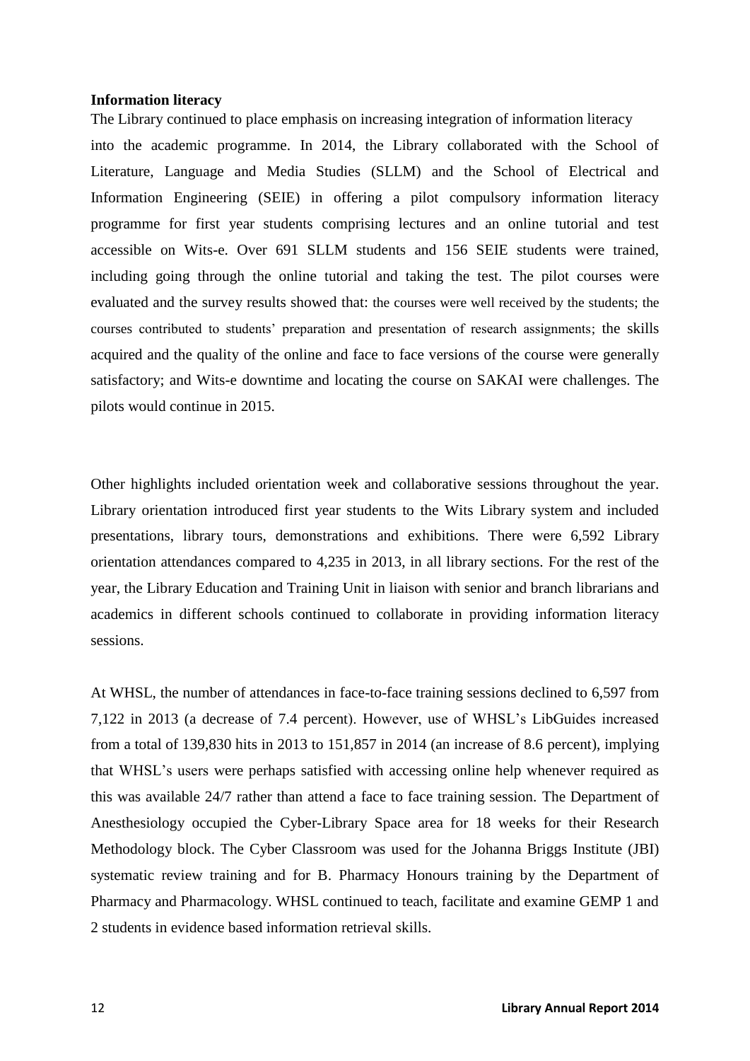**Information literacy**

The Library continued to place emphasis on increasing integration of information literacy into the academic programme. In 2014, the Library collaborated with the School of Literature, Language and Media Studies (SLLM) and the School of Electrical and Information Engineering (SEIE) in offering a pilot compulsory information literacy programme for first year students comprising lectures and an online tutorial and test accessible on Wits-e. Over 691 SLLM students and 156 SEIE students were trained, including going through the online tutorial and taking the test. The pilot courses were evaluated and the survey results showed that: the courses were well received by the students; the courses contributed to students' preparation and presentation of research assignments; the skills acquired and the quality of the online and face to face versions of the course were generally satisfactory; and Wits-e downtime and locating the course on SAKAI were challenges. The pilots would continue in 2015.

Other highlights included orientation week and collaborative sessions throughout the year. Library orientation introduced first year students to the Wits Library system and included presentations, library tours, demonstrations and exhibitions. There were 6,592 Library orientation attendances compared to 4,235 in 2013, in all library sections. For the rest of the year, the Library Education and Training Unit in liaison with senior and branch librarians and academics in different schools continued to collaborate in providing information literacy sessions.

At WHSL, the number of attendances in face-to-face training sessions declined to 6,597 from 7,122 in 2013 (a decrease of 7.4 percent). However, use of WHSL's LibGuides increased from a total of 139,830 hits in 2013 to 151,857 in 2014 (an increase of 8.6 percent), implying that WHSL's users were perhaps satisfied with accessing online help whenever required as this was available 24/7 rather than attend a face to face training session. The Department of Anesthesiology occupied the Cyber-Library Space area for 18 weeks for their Research Methodology block. The Cyber Classroom was used for the Johanna Briggs Institute (JBI) systematic review training and for B. Pharmacy Honours training by the Department of Pharmacy and Pharmacology. WHSL continued to teach, facilitate and examine GEMP 1 and 2 students in evidence based information retrieval skills.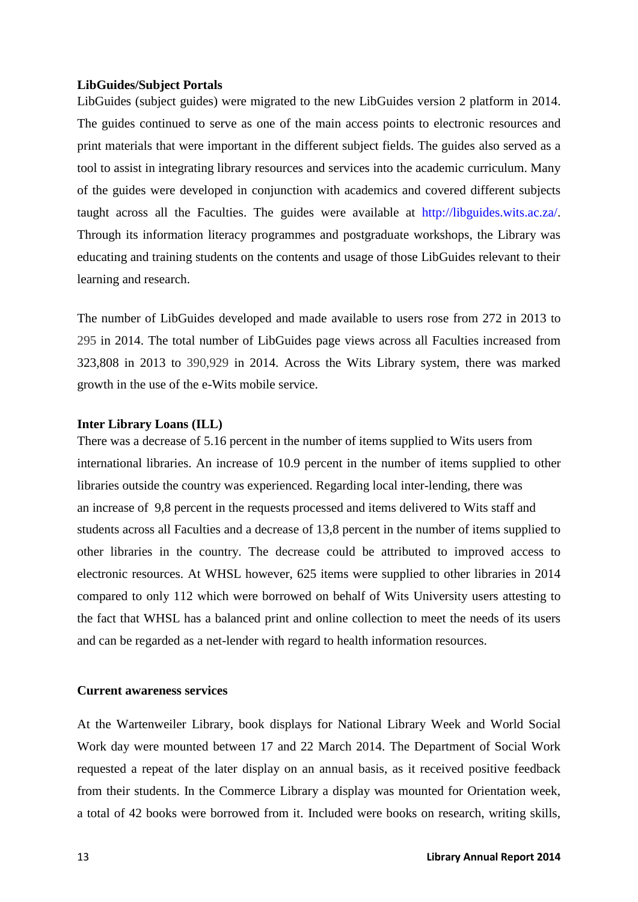**LibGuides/Subject Portals**

LibGuides (subject guides) were migrated to the new LibGuides version 2 platform in 2014. The guides continued to serve as one of the main access points to electronic resources and print materials that were important in the different subject fields. The guides also served as a tool to assist in integrating library resources and services into the academic curriculum. Many of the guides were developed in conjunction with academics and covered different subjects taught across all the Faculties. The guides were available at http://libguides.wits.ac.za/. Through its information literacy programmes and postgraduate workshops, the Library was educating and training students on the contents and usage of those LibGuides relevant to their learning and research.

The number of LibGuides developed and made available to users rose from 272 in 2013 to 295 in 2014. The total number of LibGuides page views across all Faculties increased from 323,808 in 2013 to 390,929 in 2014. Across the Wits Library system, there was marked growth in the use of the e-Wits mobile service.

**Inter Library Loans (ILL)**

There was a decrease of 5.16 percent in the number of items supplied to Wits users from international libraries. An increase of 10.9 percent in the number of items supplied to other libraries outside the country was experienced. Regarding local inter-lending, there was an increase of 9,8 percent in the requests processed and items delivered to Wits staff and students across all Faculties and a decrease of 13,8 percent in the number of items supplied to other libraries in the country. The decrease could be attributed to improved access to electronic resources. At WHSL however, 625 items were supplied to other libraries in 2014 compared to only 112 which were borrowed on behalf of Wits University users attesting to the fact that WHSL has a balanced print and online collection to meet the needs of its users and can be regarded as a net-lender with regard to health information resources.

**Current awareness services**

At the Wartenweiler Library, book displays for National Library Week and World Social Work day were mounted between 17 and 22 March 2014. The Department of Social Work requested a repeat of the later display on an annual basis, as it received positive feedback from their students. In the Commerce Library a display was mounted for Orientation week, a total of 42 books were borrowed from it. Included were books on research, writing skills,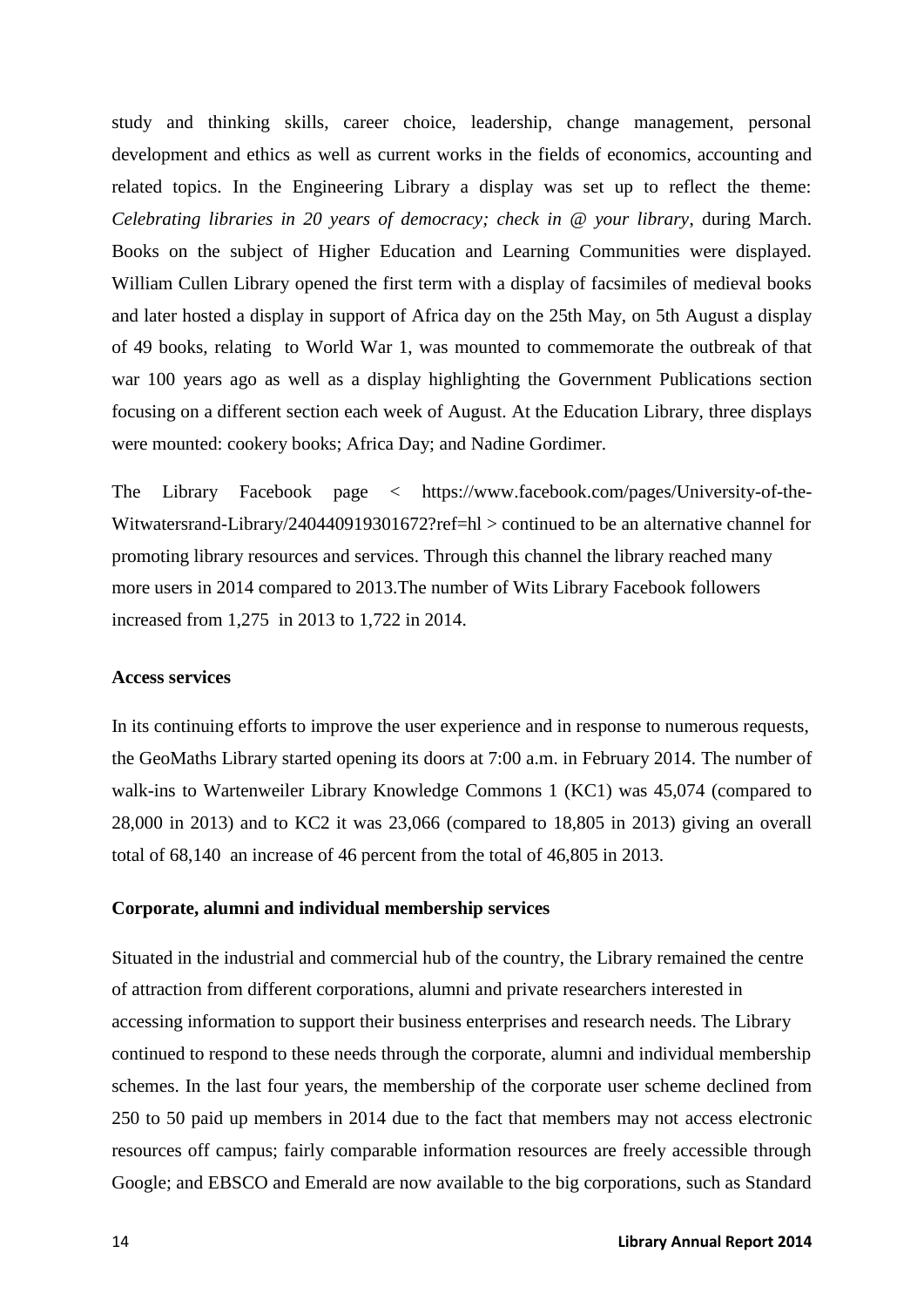study and thinking skills, career choice, leadership, change management, personal development and ethics as well as current works in the fields of economics, accounting and related topics. In the Engineering Library a display was set up to reflect the theme: *Celebrating libraries in 20 years of democracy; check in @ your library*, during March. Books on the subject of Higher Education and Learning Communities were displayed. William Cullen Library opened the first term with a display of facsimiles of medieval books and later hosted a display in support of Africa day on the 25th May, on 5th August a display of 49 books, relating to World War 1, was mounted to commemorate the outbreak of that war 100 years ago as well as a display highlighting the Government Publications section focusing on a different section each week of August. At the Education Library, three displays were mounted: cookery books; Africa Day; and Nadine Gordimer.

The Library Facebook page < https://www.facebook.com/pages/University-of-the-Witwatersrand-Library/240440919301672?ref=hl > continued to be an alternative channel for promoting library resources and services. Through this channel the library reached many more users in 2014 compared to 2013.The number of Wits Library Facebook followers increased from 1,275 in 2013 to 1,722 in 2014.

**Access services**

In its continuing efforts to improve the user experience and in response to numerous requests, the GeoMaths Library started opening its doors at 7:00 a.m. in February 2014. The number of walk-ins to Wartenweiler Library Knowledge Commons 1 (KC1) was 45,074 (compared to 28,000 in 2013) and to KC2 it was 23,066 (compared to 18,805 in 2013) giving an overall total of 68,140 an increase of 46 percent from the total of 46,805 in 2013.

**Corporate, alumni and individual membership services**

Situated in the industrial and commercial hub of the country, the Library remained the centre of attraction from different corporations, alumni and private researchers interested in accessing information to support their business enterprises and research needs. The Library continued to respond to these needs through the corporate, alumni and individual membership schemes. In the last four years, the membership of the corporate user scheme declined from 250 to 50 paid up members in 2014 due to the fact that members may not access electronic resources off campus; fairly comparable information resources are freely accessible through Google; and EBSCO and Emerald are now available to the big corporations, such as Standard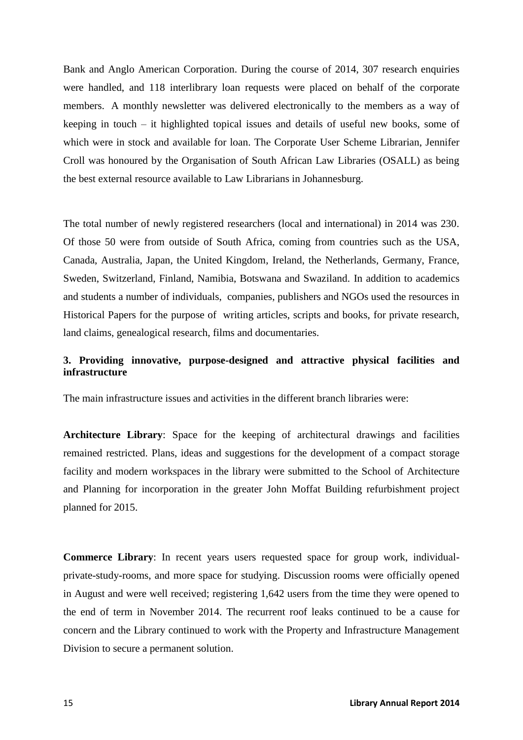Bank and Anglo American Corporation. During the course of 2014, 307 research enquiries were handled, and 118 interlibrary loan requests were placed on behalf of the corporate members. A monthly newsletter was delivered electronically to the members as a way of keeping in touch – it highlighted topical issues and details of useful new books, some of which were in stock and available for loan. The Corporate User Scheme Librarian, Jennifer Croll was honoured by the Organisation of South African Law Libraries (OSALL) as being the best external resource available to Law Librarians in Johannesburg.

The total number of newly registered researchers (local and international) in 2014 was 230. Of those 50 were from outside of South Africa, coming from countries such as the USA, Canada, Australia, Japan, the United Kingdom, Ireland, the Netherlands, Germany, France, Sweden, Switzerland, Finland, Namibia, Botswana and Swaziland. In addition to academics and students a number of individuals, companies, publishers and NGOs used the resources in Historical Papers for the purpose of writing articles, scripts and books, for private research, land claims, genealogical research, films and documentaries.

### 3. Providing innovative, purpose-designed and attractive physical facilities and infrastructure

The main infrastructure issues and activities in the different branch libraries were:

**Architecture Library**: Space for the keeping of architectural drawings and facilities remained restricted. Plans, ideas and suggestions for the development of a compact storage facility and modern workspaces in the library were submitted to the School of Architecture and Planning for incorporation in the greater John Moffat Building refurbishment project planned for 2015.

**Commerce Library**: In recent years users requested space for group work, individual-private-study-rooms, and more space for studying. Discussion rooms were officially opened in August and were well received; registering 1,642 users from the time they were opened to the end of term in November 2014. The recurrent roof leaks continued to be a cause for concern and the Library continued to work with the Property and Infrastructure Management Division to secure a permanent solution.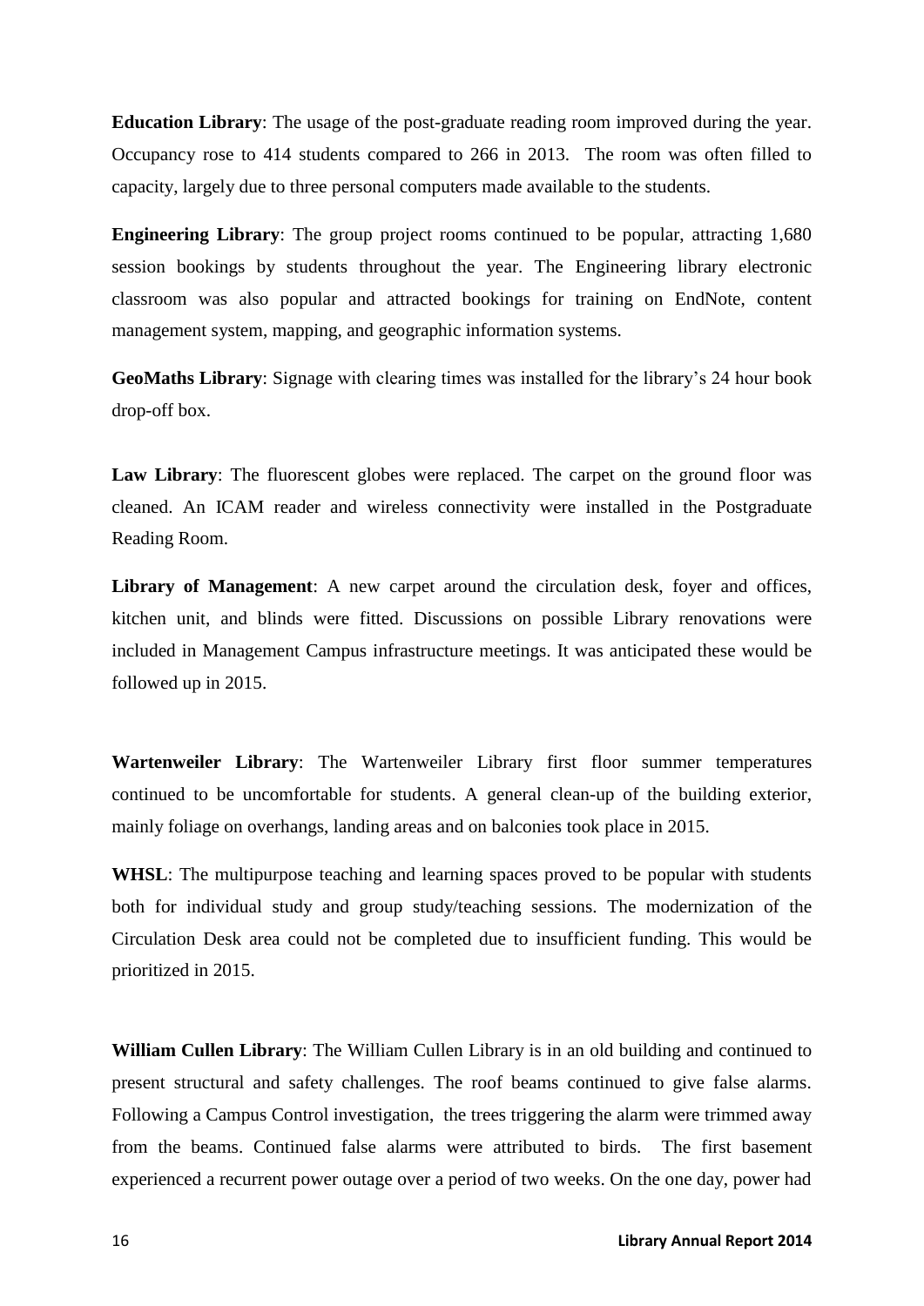**Education Library**: The usage of the post-graduate reading room improved during the year. Occupancy rose to 414 students compared to 266 in 2013. The room was often filled to capacity, largely due to three personal computers made available to the students.

**Engineering Library**: The group project rooms continued to be popular, attracting 1,680 session bookings by students throughout the year. The Engineering library electronic classroom was also popular and attracted bookings for training on EndNote, content management system, mapping, and geographic information systems.

**GeoMaths Library**: Signage with clearing times was installed for the library's 24 hour book drop-off box.

**Law Library**: The fluorescent globes were replaced. The carpet on the ground floor was cleaned. An ICAM reader and wireless connectivity were installed in the Postgraduate Reading Room.

**Library of Management**: A new carpet around the circulation desk, foyer and offices, kitchen unit, and blinds were fitted. Discussions on possible Library renovations were included in Management Campus infrastructure meetings. It was anticipated these would be followed up in 2015.

**Wartenweiler Library**: The Wartenweiler Library first floor summer temperatures continued to be uncomfortable for students. A general clean-up of the building exterior, mainly foliage on overhangs, landing areas and on balconies took place in 2015.

**WHSL**: The multipurpose teaching and learning spaces proved to be popular with students both for individual study and group study/teaching sessions. The modernization of the Circulation Desk area could not be completed due to insufficient funding. This would be prioritized in 2015.

**William Cullen Library**: The William Cullen Library is in an old building and continued to present structural and safety challenges. The roof beams continued to give false alarms. Following a Campus Control investigation, the trees triggering the alarm were trimmed away from the beams. Continued false alarms were attributed to birds. The first basement experienced a recurrent power outage over a period of two weeks. On the one day, power had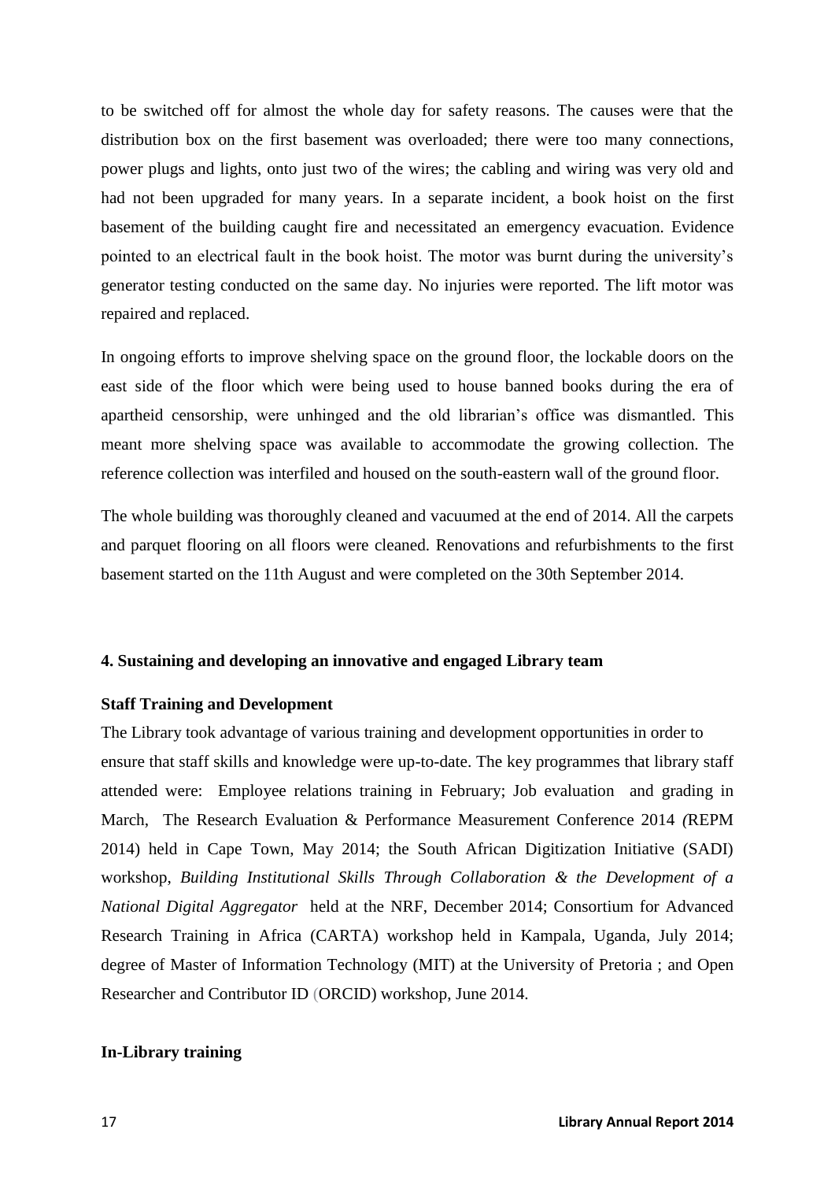to be switched off for almost the whole day for safety reasons. The causes were that the distribution box on the first basement was overloaded; there were too many connections, power plugs and lights, onto just two of the wires; the cabling and wiring was very old and had not been upgraded for many years. In a separate incident, a book hoist on the first basement of the building caught fire and necessitated an emergency evacuation. Evidence pointed to an electrical fault in the book hoist. The motor was burnt during the university's generator testing conducted on the same day. No injuries were reported. The lift motor was repaired and replaced.

In ongoing efforts to improve shelving space on the ground floor, the lockable doors on the east side of the floor which were being used to house banned books during the era of apartheid censorship, were unhinged and the old librarian's office was dismantled. This meant more shelving space was available to accommodate the growing collection. The reference collection was interfiled and housed on the south-eastern wall of the ground floor.

The whole building was thoroughly cleaned and vacuumed at the end of 2014. All the carpets and parquet flooring on all floors were cleaned. Renovations and refurbishments to the first basement started on the 11th August and were completed on the 30th September 2014.

## 4. Sustaining and developing an innovative and engaged Library team

### Staff Training and Development

The Library took advantage of various training and development opportunities in order to ensure that staff skills and knowledge were up-to-date. The key programmes that library staff attended were: Employee relations training in February; Job evaluation and grading in March, The Research Evaluation & Performance Measurement Conference 2014 (REPM 2014) held in Cape Town, May 2014; the South African Digitization Initiative (SADI) workshop, *Building Institutional Skills Through Collaboration & the Development of a National Digital Aggregator* held at the NRF, December 2014; Consortium for Advanced Research Training in Africa (CARTA) workshop held in Kampala, Uganda, July 2014; degree of Master of Information Technology (MIT) at the University of Pretoria ; and Open Researcher and Contributor ID (ORCID) workshop, June 2014.

### In-Library training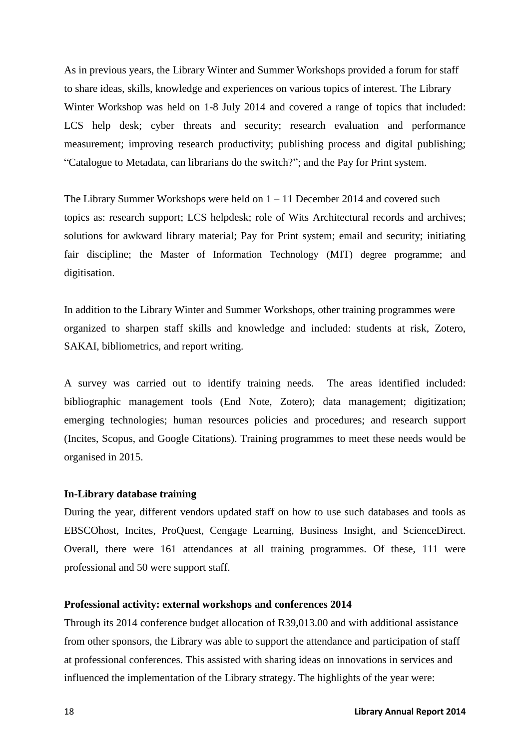As in previous years, the Library Winter and Summer Workshops provided a forum for staff to share ideas, skills, knowledge and experiences on various topics of interest. The Library Winter Workshop was held on 1-8 July 2014 and covered a range of topics that included: LCS help desk; cyber threats and security; research evaluation and performance measurement; improving research productivity; publishing process and digital publishing; "Catalogue to Metadata, can librarians do the switch?"; and the Pay for Print system.

The Library Summer Workshops were held on 1 – 11 December 2014 and covered such topics as: research support; LCS helpdesk; role of Wits Architectural records and archives; solutions for awkward library material; Pay for Print system; email and security; initiating fair discipline; the Master of Information Technology (MIT) degree programme; and digitisation.

In addition to the Library Winter and Summer Workshops, other training programmes were organized to sharpen staff skills and knowledge and included: students at risk, Zotero, SAKAI, bibliometrics, and report writing.

A survey was carried out to identify training needs. The areas identified included: bibliographic management tools (End Note, Zotero); data management; digitization; emerging technologies; human resources policies and procedures; and research support (Incites, Scopus, and Google Citations). Training programmes to meet these needs would be organised in 2015.

**In-Library database training**

During the year, different vendors updated staff on how to use such databases and tools as EBSCOhost, Incites, ProQuest, Cengage Learning, Business Insight, and ScienceDirect. Overall, there were 161 attendances at all training programmes. Of these, 111 were professional and 50 were support staff.

**Professional activity: external workshops and conferences 2014**

Through its 2014 conference budget allocation of R39,013.00 and with additional assistance from other sponsors, the Library was able to support the attendance and participation of staff at professional conferences. This assisted with sharing ideas on innovations in services and influenced the implementation of the Library strategy. The highlights of the year were: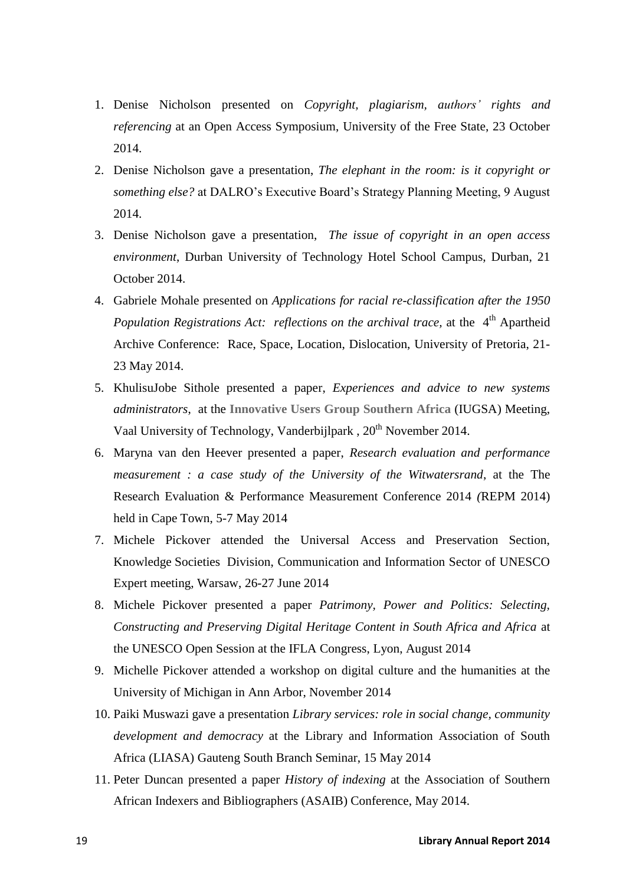1. Denise Nicholson presented on *Copyright, plagiarism, authors' rights and referencing* at an Open Access Symposium, University of the Free State, 23 October 2014.
2. Denise Nicholson gave a presentation, *The elephant in the room: is it copyright or something else?* at DALRO's Executive Board's Strategy Planning Meeting, 9 August 2014.
3. Denise Nicholson gave a presentation, *The issue of copyright in an open access environment*, Durban University of Technology Hotel School Campus, Durban, 21 October 2014.
4. Gabriele Mohale presented on *Applications for racial re-classification after the 1950 Population Registrations Act: reflections on the archival trace,* at the 4th Apartheid Archive Conference: Race, Space, Location, Dislocation, University of Pretoria, 21-23 May 2014.
5. KhulisuJobe Sithole presented a paper, *Experiences and advice to new systems administrators*, at the **Innovative Users Group Southern Africa** (IUGSA) Meeting, Vaal University of Technology, Vanderbijlpark , 20th November 2014.
6. Maryna van den Heever presented a paper, *Research evaluation and performance measurement : a case study of the University of the Witwatersrand,* at the The Research Evaluation & Performance Measurement Conference 2014 (REPM 2014) held in Cape Town, 5-7 May 2014
7. Michele Pickover attended the Universal Access and Preservation Section, Knowledge Societies Division, Communication and Information Sector of UNESCO Expert meeting, Warsaw, 26-27 June 2014
8. Michele Pickover presented a paper *Patrimony, Power and Politics: Selecting, Constructing and Preserving Digital Heritage Content in South Africa and Africa* at the UNESCO Open Session at the IFLA Congress, Lyon, August 2014
9. Michelle Pickover attended a workshop on digital culture and the humanities at the University of Michigan in Ann Arbor, November 2014
10. Paiki Muswazi gave a presentation *Library services: role in social change, community development and democracy* at the Library and Information Association of South Africa (LIASA) Gauteng South Branch Seminar, 15 May 2014
11. Peter Duncan presented a paper *History of indexing* at the Association of Southern African Indexers and Bibliographers (ASAIB) Conference, May 2014.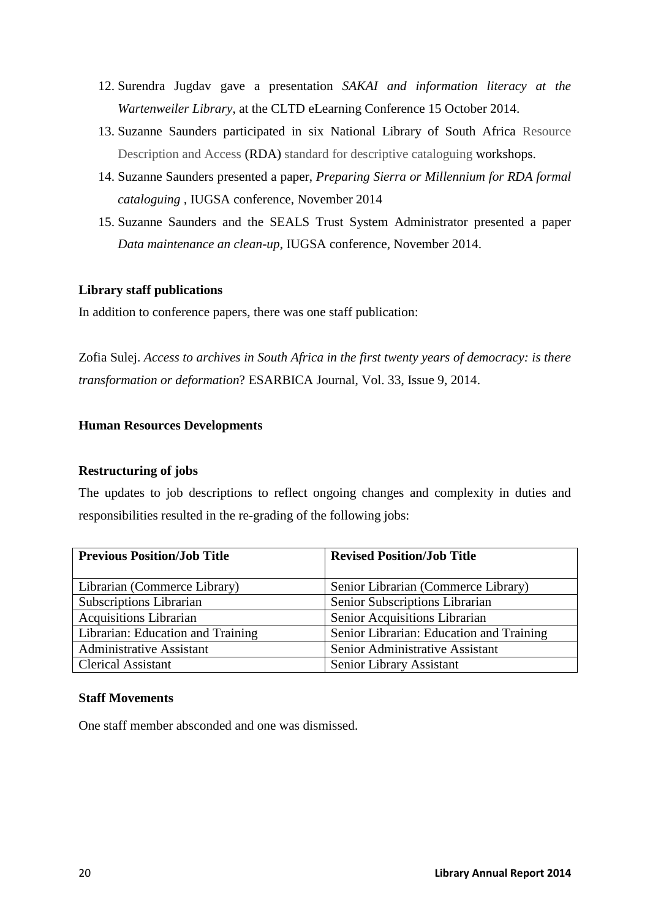12. Surendra Jugdav gave a presentation *SAKAI and information literacy at the Wartenweiler Library*, at the CLTD eLearning Conference 15 October 2014.
13. Suzanne Saunders participated in six National Library of South Africa Resource Description and Access (RDA) standard for descriptive cataloguing workshops.
14. Suzanne Saunders presented a paper, *Preparing Sierra or Millennium for RDA formal cataloguing* , IUGSA conference, November 2014
15. Suzanne Saunders and the SEALS Trust System Administrator presented a paper *Data maintenance an clean-up*, IUGSA conference, November 2014.

**Library staff publications**

In addition to conference papers, there was one staff publication:

Zofia Sulej. *Access to archives in South Africa in the first twenty years of democracy: is there transformation or deformation*? ESARBICA Journal, Vol. 33, Issue 9, 2014.

**Human Resources Developments**

**Restructuring of jobs**

The updates to job descriptions to reflect ongoing changes and complexity in duties and responsibilities resulted in the re-grading of the following jobs:

| Previous Position/Job Title | Revised Position/Job Title |
|---|---|
| Librarian (Commerce Library) | Senior Librarian (Commerce Library) |
| Subscriptions Librarian | Senior Subscriptions Librarian |
| Acquisitions Librarian | Senior Acquisitions Librarian |
| Librarian: Education and Training | Senior Librarian: Education and Training |
| Administrative Assistant | Senior Administrative Assistant |
| Clerical Assistant | Senior Library Assistant |

**Staff Movements**

One staff member absconded and one was dismissed.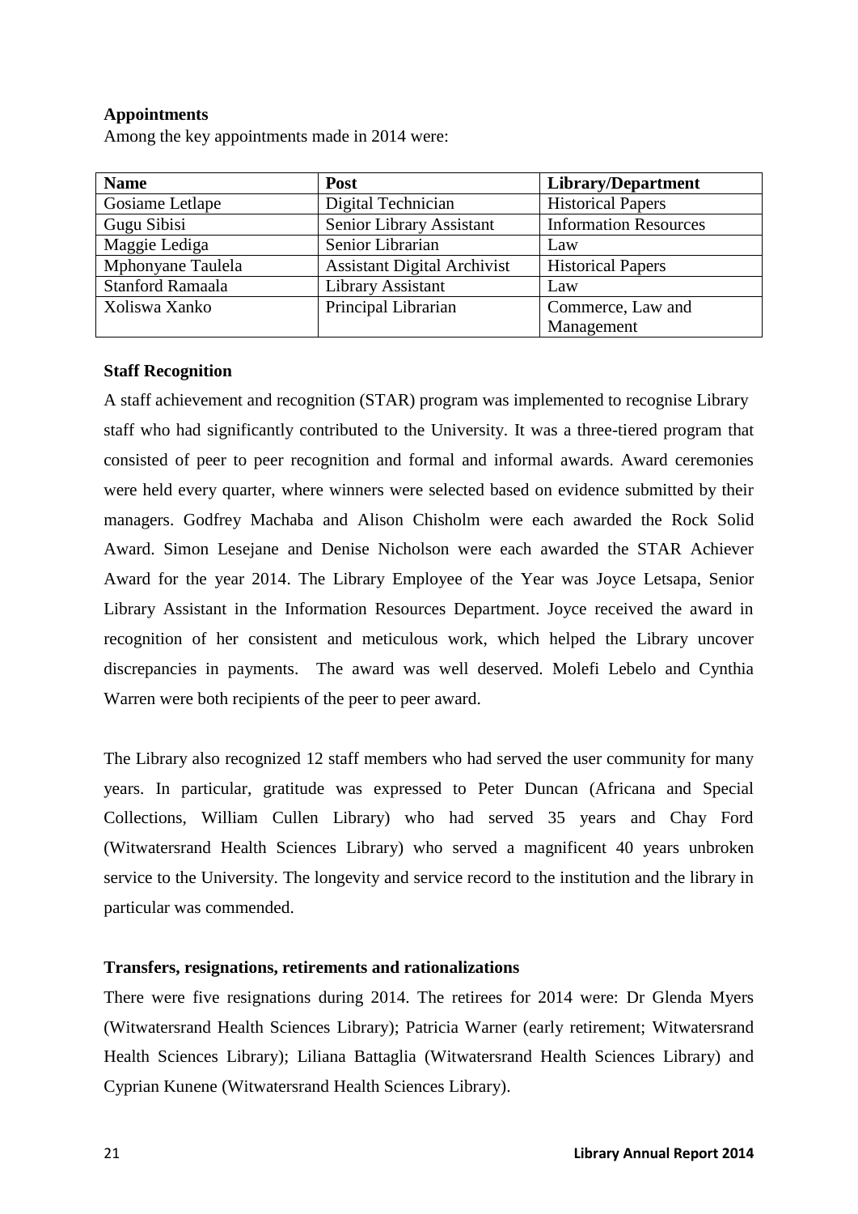### Appointments

Among the key appointments made in 2014 were:

| Name | Post | Library/Department |
|---|---|---|
| Gosiame Letlape | Digital Technician | Historical Papers |
| Gugu Sibisi | Senior Library Assistant | Information Resources |
| Maggie Lediga | Senior Librarian | Law |
| Mphonyane Taulela | Assistant Digital Archivist | Historical Papers |
| Stanford Ramaala | Library Assistant | Law |
| Xoliswa Xanko | Principal Librarian | Commerce, Law and Management |

### Staff Recognition

A staff achievement and recognition (STAR) program was implemented to recognise Library staff who had significantly contributed to the University. It was a three-tiered program that consisted of peer to peer recognition and formal and informal awards. Award ceremonies were held every quarter, where winners were selected based on evidence submitted by their managers. Godfrey Machaba and Alison Chisholm were each awarded the Rock Solid Award. Simon Lesejane and Denise Nicholson were each awarded the STAR Achiever Award for the year 2014. The Library Employee of the Year was Joyce Letsapa, Senior Library Assistant in the Information Resources Department. Joyce received the award in recognition of her consistent and meticulous work, which helped the Library uncover discrepancies in payments. The award was well deserved. Molefi Lebelo and Cynthia Warren were both recipients of the peer to peer award.

The Library also recognized 12 staff members who had served the user community for many years. In particular, gratitude was expressed to Peter Duncan (Africana and Special Collections, William Cullen Library) who had served 35 years and Chay Ford (Witwatersrand Health Sciences Library) who served a magnificent 40 years unbroken service to the University. The longevity and service record to the institution and the library in particular was commended.

### Transfers, resignations, retirements and rationalizations

There were five resignations during 2014. The retirees for 2014 were: Dr Glenda Myers (Witwatersrand Health Sciences Library); Patricia Warner (early retirement; Witwatersrand Health Sciences Library); Liliana Battaglia (Witwatersrand Health Sciences Library) and Cyprian Kunene (Witwatersrand Health Sciences Library).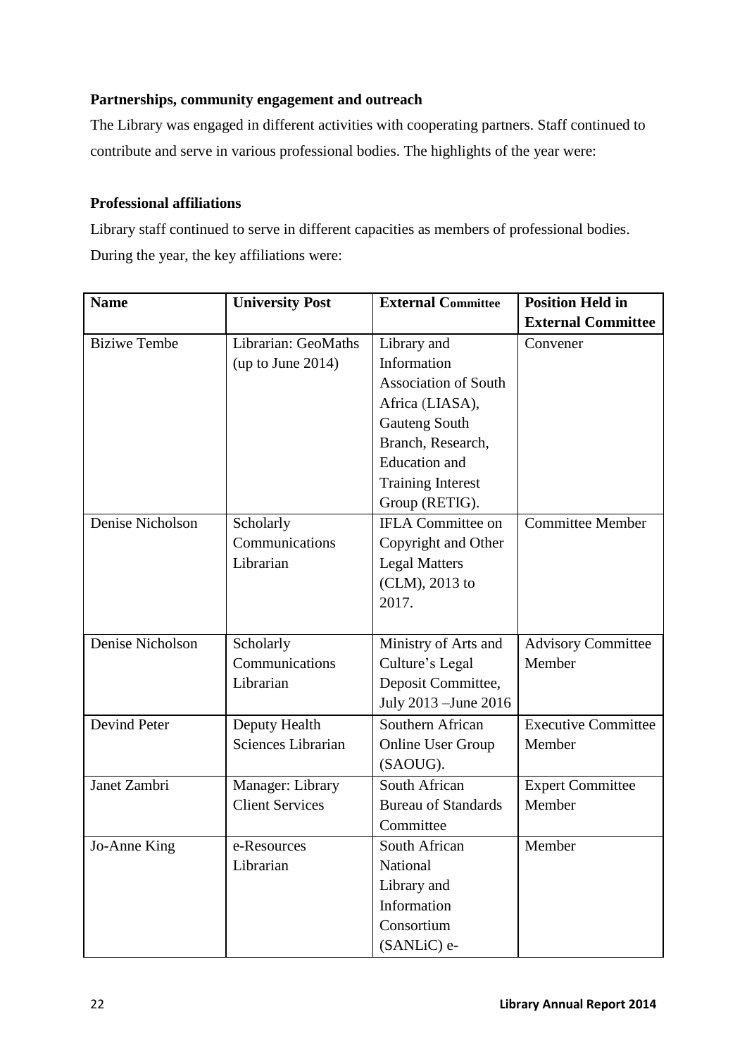**Partnerships, community engagement and outreach**

The Library was engaged in different activities with cooperating partners. Staff continued to contribute and serve in various professional bodies. The highlights of the year were:

**Professional affiliations**

Library staff continued to serve in different capacities as members of professional bodies. During the year, the key affiliations were:

| Name | University Post | External Committee | Position Held in External Committee |
|---|---|---|---|
| Biziwe Tembe | Librarian: GeoMaths (up to June 2014) | Library and Information Association of South Africa (LIASA), Gauteng South Branch, Research, Education and Training Interest Group (RETIG). | Convener |
| Denise Nicholson | Scholarly Communications Librarian | IFLA Committee on Copyright and Other Legal Matters (CLM), 2013 to 2017. | Committee Member |
| Denise Nicholson | Scholarly Communications Librarian | Ministry of Arts and Culture's Legal Deposit Committee, July 2013 –June 2016 | Advisory Committee Member |
| Devind Peter | Deputy Health Sciences Librarian | Southern African Online User Group (SAOUG). | Executive Committee Member |
| Janet Zambri | Manager: Library Client Services | South African Bureau of Standards Committee | Expert Committee Member |
| Jo-Anne King | e-Resources Librarian | South African National Library and Information Consortium (SANLiC) e- | Member |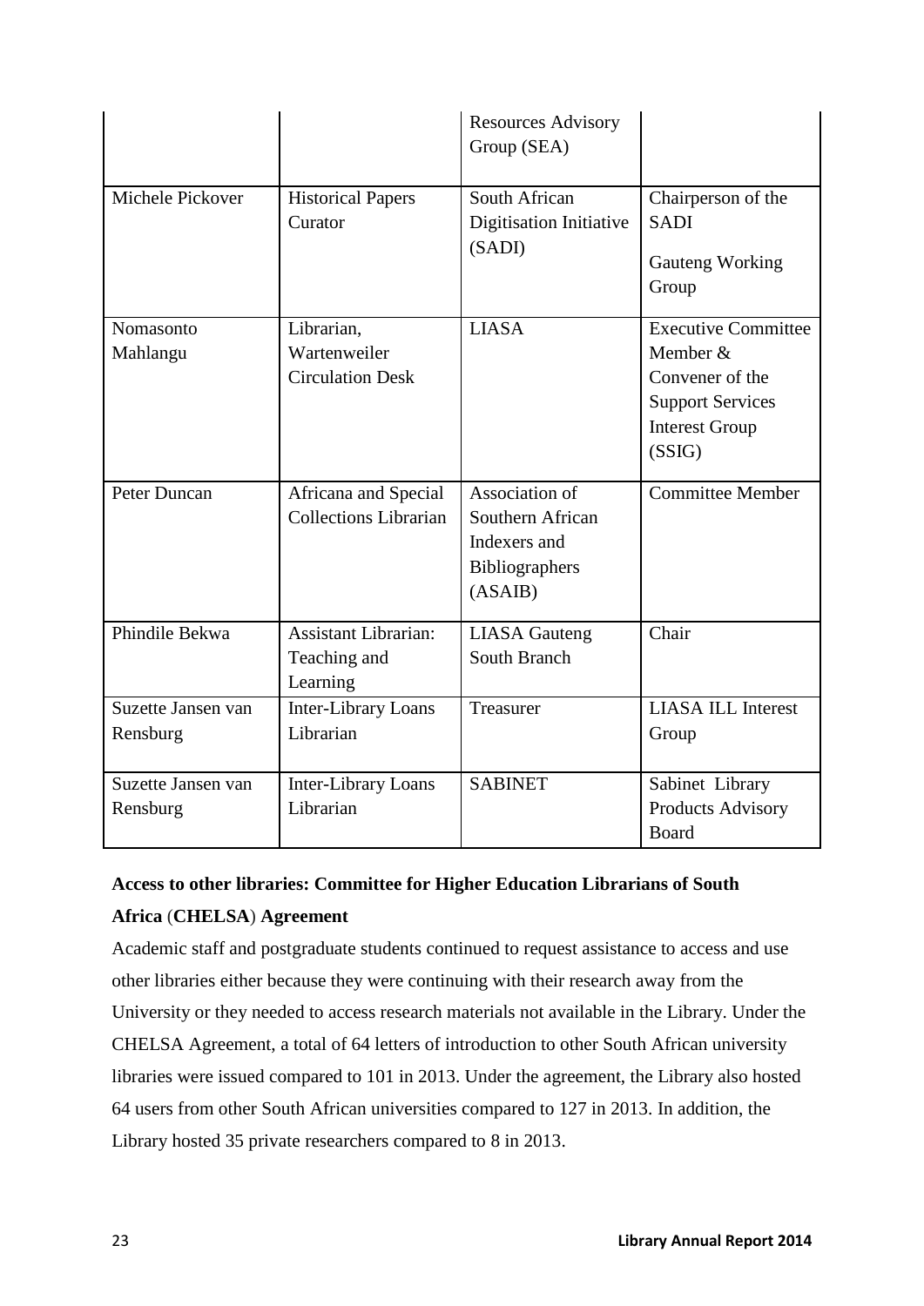| | | Resources Advisory Group (SEA) | |
|---|---|---|---|
| Michele Pickover | Historical Papers Curator | South African Digitisation Initiative (SADI) | Chairperson of the SADI<br><br>Gauteng Working Group |
| Nomasonto Mahlangu | Librarian, Wartenweiler Circulation Desk | LIASA | Executive Committee Member & Convener of the Support Services Interest Group (SSIG) |
| Peter Duncan | Africana and Special Collections Librarian | Association of Southern African Indexers and Bibliographers (ASAIB) | Committee Member |
| Phindile Bekwa | Assistant Librarian: Teaching and Learning | LIASA Gauteng South Branch | Chair |
| Suzette Jansen van Rensburg | Inter-Library Loans Librarian | Treasurer | LIASA ILL Interest Group |
| Suzette Jansen van Rensburg | Inter-Library Loans Librarian | SABINET | Sabinet Library Products Advisory Board |

**Access to other libraries: Committee for Higher Education Librarians of South Africa** (**CHELSA**) **Agreement**

Academic staff and postgraduate students continued to request assistance to access and use other libraries either because they were continuing with their research away from the University or they needed to access research materials not available in the Library. Under the CHELSA Agreement, a total of 64 letters of introduction to other South African university libraries were issued compared to 101 in 2013. Under the agreement, the Library also hosted 64 users from other South African universities compared to 127 in 2013. In addition, the Library hosted 35 private researchers compared to 8 in 2013.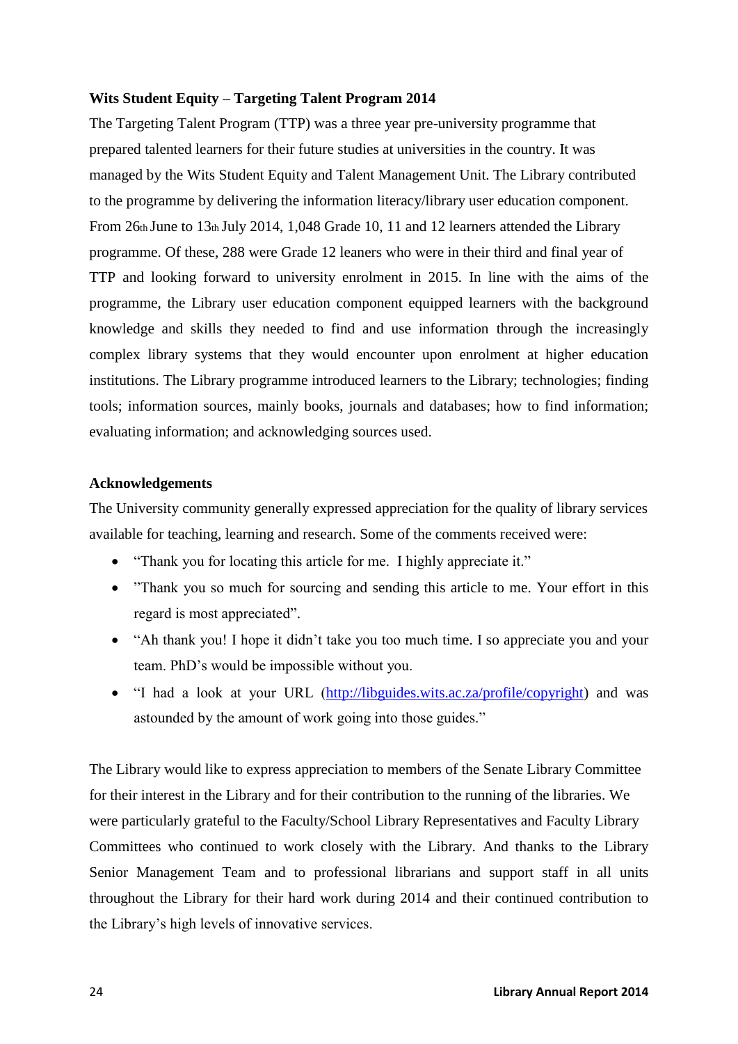**Wits Student Equity – Targeting Talent Program 2014**

The Targeting Talent Program (TTP) was a three year pre-university programme that prepared talented learners for their future studies at universities in the country. It was managed by the Wits Student Equity and Talent Management Unit. The Library contributed to the programme by delivering the information literacy/library user education component. From 26th June to 13th July 2014, 1,048 Grade 10, 11 and 12 learners attended the Library programme. Of these, 288 were Grade 12 leaners who were in their third and final year of TTP and looking forward to university enrolment in 2015. In line with the aims of the programme, the Library user education component equipped learners with the background knowledge and skills they needed to find and use information through the increasingly complex library systems that they would encounter upon enrolment at higher education institutions. The Library programme introduced learners to the Library; technologies; finding tools; information sources, mainly books, journals and databases; how to find information; evaluating information; and acknowledging sources used.

**Acknowledgements**

The University community generally expressed appreciation for the quality of library services available for teaching, learning and research. Some of the comments received were:

- "Thank you for locating this article for me. I highly appreciate it."
- "Thank you so much for sourcing and sending this article to me. Your effort in this regard is most appreciated".
- "Ah thank you! I hope it didn't take you too much time. I so appreciate you and your team. PhD's would be impossible without you.
- "I had a look at your URL ([http://libguides.wits.ac.za/profile/copyright](http://libguides.wits.ac.za/profile/copyright)) and was astounded by the amount of work going into those guides."

The Library would like to express appreciation to members of the Senate Library Committee for their interest in the Library and for their contribution to the running of the libraries. We were particularly grateful to the Faculty/School Library Representatives and Faculty Library Committees who continued to work closely with the Library. And thanks to the Library Senior Management Team and to professional librarians and support staff in all units throughout the Library for their hard work during 2014 and their continued contribution to the Library's high levels of innovative services.